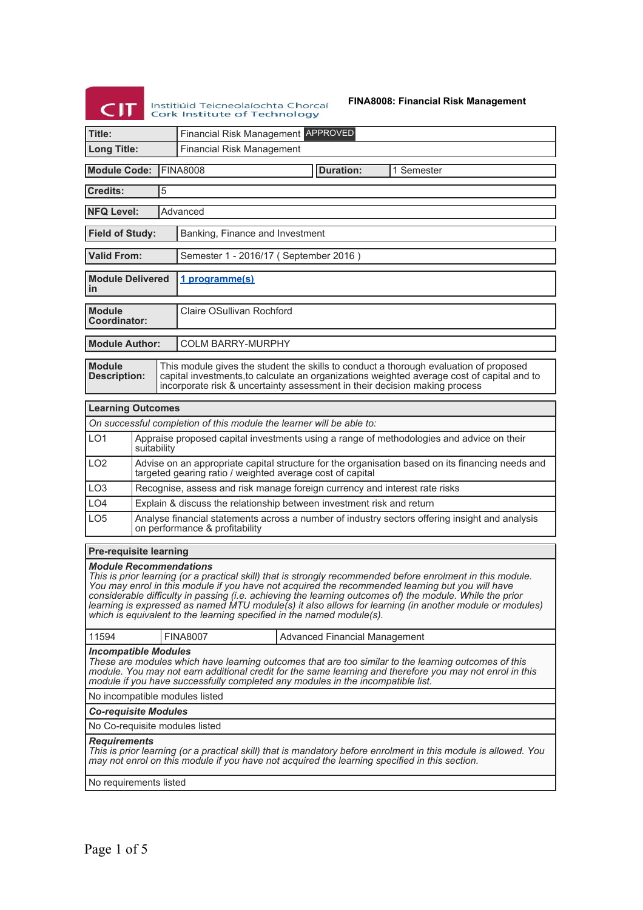Institiúid Teicneolaíochta Chorcaí
Cork Institute of Technology

**FINA8008: Financial Risk Management**

| | |
|---|---|
| **Title:** | Financial Risk Management APPROVED |
| **Long Title:** | Financial Risk Management |

| | | | |
|---|---|---|---|
| **Module Code:** | FINA8008 | **Duration:** | 1 Semester |

| | |
|---|---|
| **Credits:** | 5 |
| **NFQ Level:** | Advanced |
| **Field of Study:** | Banking, Finance and Investment |
| **Valid From:** | Semester 1 - 2016/17 ( September 2016 ) |
| **Module Delivered in** | 1 programme(s) |
| **Module Coordinator:** | Claire OSullivan Rochford |
| **Module Author:** | COLM BARRY-MURPHY |
| **Module Description:** | This module gives the student the skills to conduct a thorough evaluation of proposed capital investments,to calculate an organizations weighted average cost of capital and to incorporate risk & uncertainty assessment in their decision making process |

## Learning Outcomes

*On successful completion of this module the learner will be able to:*

| | |
|---|---|
| LO1 | Appraise proposed capital investments using a range of methodologies and advice on their suitability |
| LO2 | Advise on an appropriate capital structure for the organisation based on its financing needs and targeted gearing ratio / weighted average cost of capital |
| LO3 | Recognise, assess and risk manage foreign currency and interest rate risks |
| LO4 | Explain & discuss the relationship between investment risk and return |
| LO5 | Analyse financial statements across a number of industry sectors offering insight and analysis on performance & profitability |

## Pre-requisite learning

***Module Recommendations***

*This is prior learning (or a practical skill) that is strongly recommended before enrolment in this module. You may enrol in this module if you have not acquired the recommended learning but you will have considerable difficulty in passing (i.e. achieving the learning outcomes of) the module. While the prior learning is expressed as named MTU module(s) it also allows for learning (in another module or modules) which is equivalent to the learning specified in the named module(s).*

| | | |
|---|---|---|
| 11594 | FINA8007 | Advanced Financial Management |

***Incompatible Modules***

*These are modules which have learning outcomes that are too similar to the learning outcomes of this module. You may not earn additional credit for the same learning and therefore you may not enrol in this module if you have successfully completed any modules in the incompatible list.*

No incompatible modules listed

***Co-requisite Modules***

No Co-requisite modules listed

***Requirements***

*This is prior learning (or a practical skill) that is mandatory before enrolment in this module is allowed. You may not enrol on this module if you have not acquired the learning specified in this section.*

No requirements listed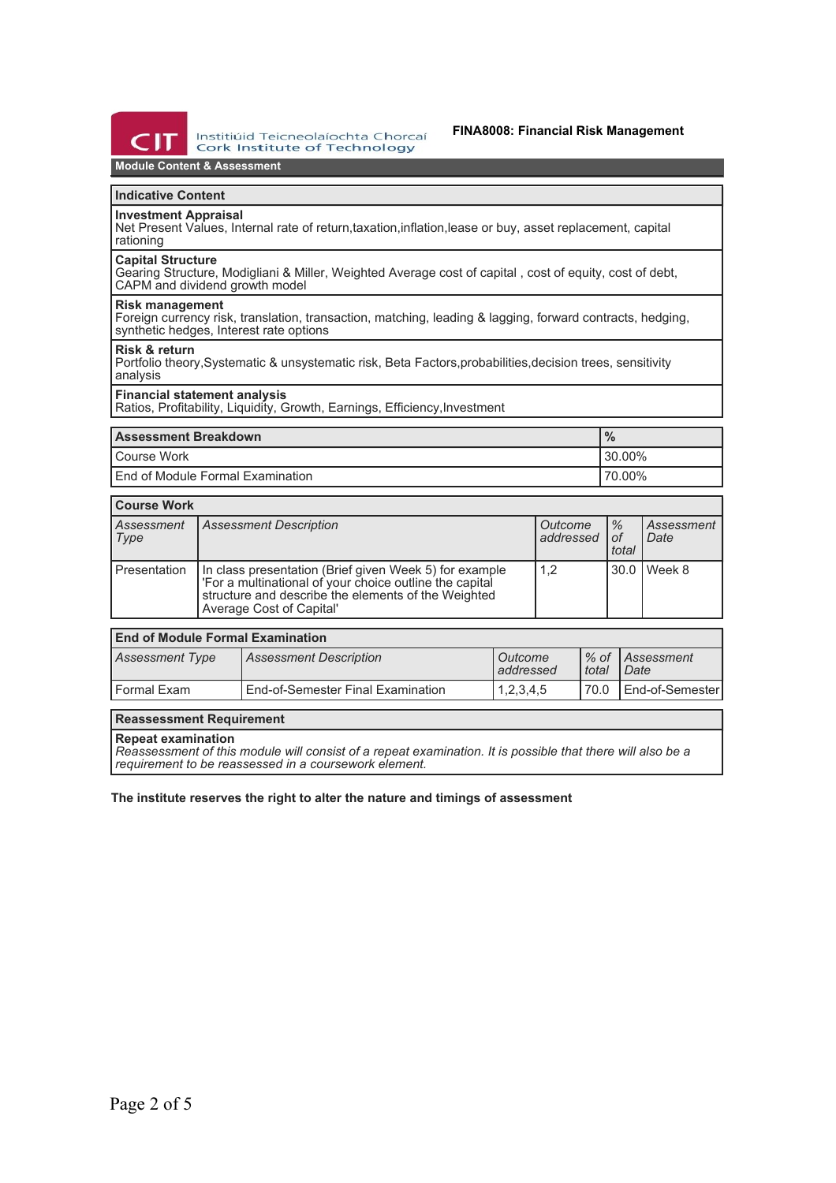## Module Content & Assessment

| Indicative Content |
|---|
| **Investment Appraisal**<br>Net Present Values, Internal rate of return,taxation,inflation,lease or buy, asset replacement, capital rationing |
| **Capital Structure**<br>Gearing Structure, Modigliani & Miller, Weighted Average cost of capital , cost of equity, cost of debt, CAPM and dividend growth model |
| **Risk management**<br>Foreign currency risk, translation, transaction, matching, leading & lagging, forward contracts, hedging, synthetic hedges, Interest rate options |
| **Risk & return**<br>Portfolio theory,Systematic & unsystematic risk, Beta Factors,probabilities,decision trees, sensitivity analysis |
| **Financial statement analysis**<br>Ratios, Profitability, Liquidity, Growth, Earnings, Efficiency,Investment |

| Assessment Breakdown | % |
|---|---|
| Course Work | 30.00% |
| End of Module Formal Examination | 70.00% |

**Course Work**

| *Assessment Type* | *Assessment Description* | *Outcome addressed* | *% of total* | *Assessment Date* |
|---|---|---|---|---|
| Presentation | In class presentation (Brief given Week 5) for example 'For a multinational of your choice outline the capital structure and describe the elements of the Weighted Average Cost of Capital' | 1,2 | 30.0 | Week 8 |

**End of Module Formal Examination**

| *Assessment Type* | *Assessment Description* | *Outcome addressed* | *% of total* | *Assessment Date* |
|---|---|---|---|---|
| Formal Exam | End-of-Semester Final Examination | 1,2,3,4,5 | 70.0 | End-of-Semester |

**Reassessment Requirement**

**Repeat examination**
*Reassessment of this module will consist of a repeat examination. It is possible that there will also be a requirement to be reassessed in a coursework element.*

**The institute reserves the right to alter the nature and timings of assessment**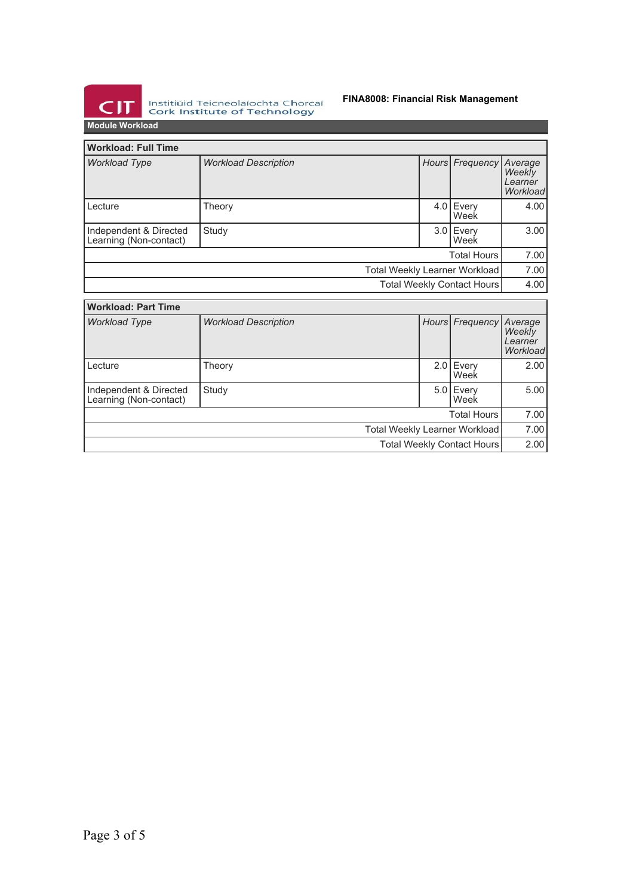## Module Workload

### Workload: Full Time

| *Workload Type* | *Workload Description* | *Hours* | *Frequency* | *Average Weekly Learner Workload* |
|---|---|---|---|---|
| Lecture | Theory | 4.0 | Every Week | 4.00 |
| Independent & Directed Learning (Non-contact) | Study | 3.0 | Every Week | 3.00 |
| | | | Total Hours | 7.00 |
| | | | Total Weekly Learner Workload | 7.00 |
| | | | Total Weekly Contact Hours | 4.00 |

### Workload: Part Time

| *Workload Type* | *Workload Description* | *Hours* | *Frequency* | *Average Weekly Learner Workload* |
|---|---|---|---|---|
| Lecture | Theory | 2.0 | Every Week | 2.00 |
| Independent & Directed Learning (Non-contact) | Study | 5.0 | Every Week | 5.00 |
| | | | Total Hours | 7.00 |
| | | | Total Weekly Learner Workload | 7.00 |
| | | | Total Weekly Contact Hours | 2.00 |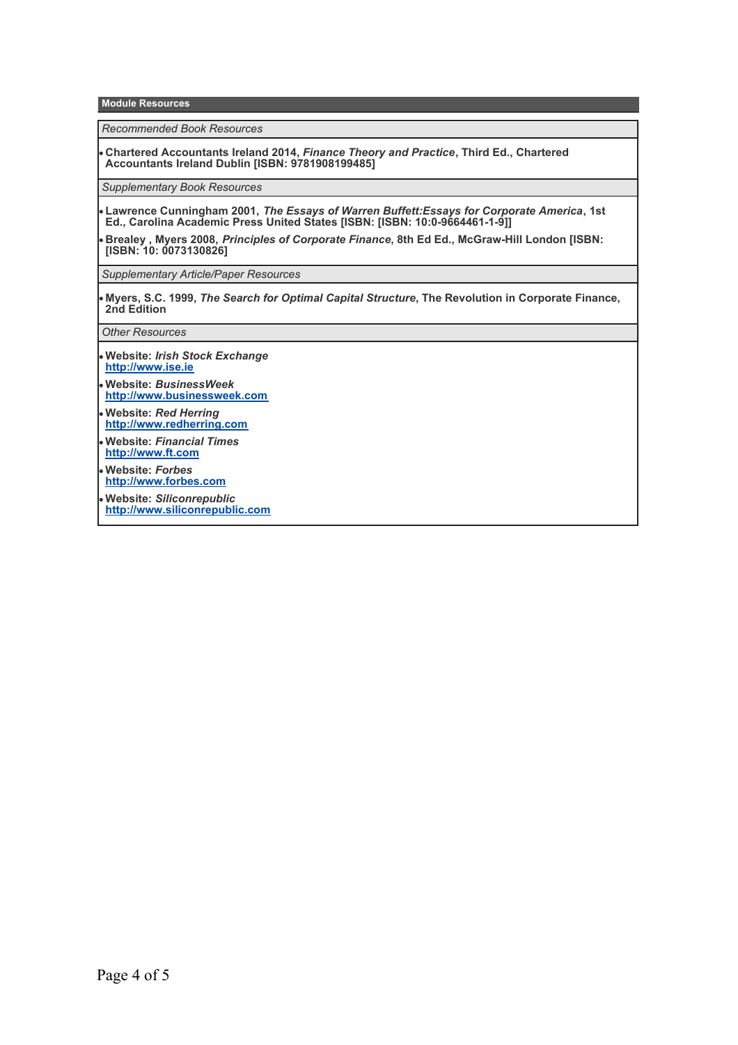## Module Resources

*Recommended Book Resources*

- **Chartered Accountants Ireland 2014, *Finance Theory and Practice*, Third Ed., Chartered Accountants Ireland Dublin [ISBN: 9781908199485]**

*Supplementary Book Resources*

- **Lawrence Cunningham 2001, *The Essays of Warren Buffett:Essays for Corporate America*, 1st Ed., Carolina Academic Press United States [ISBN: [ISBN: 10:0-9664461-1-9]]**
- **Brealey , Myers 2008, *Principles of Corporate Finance*, 8th Ed Ed., McGraw-Hill London [ISBN: [ISBN: 10: 0073130826]**

*Supplementary Article/Paper Resources*

- **Myers, S.C. 1999, *The Search for Optimal Capital Structure*, The Revolution in Corporate Finance, 2nd Edition**

*Other Resources*

- **Website: *Irish Stock Exchange***
  **http://www.ise.ie**
- **Website: *BusinessWeek***
  **http://www.businessweek.com**
- **Website: *Red Herring***
  **http://www.redherring.com**
- **Website: *Financial Times***
  **http://www.ft.com**
- **Website: *Forbes***
  **http://www.forbes.com**
- **Website: *Siliconrepublic***
  **http://www.siliconrepublic.com**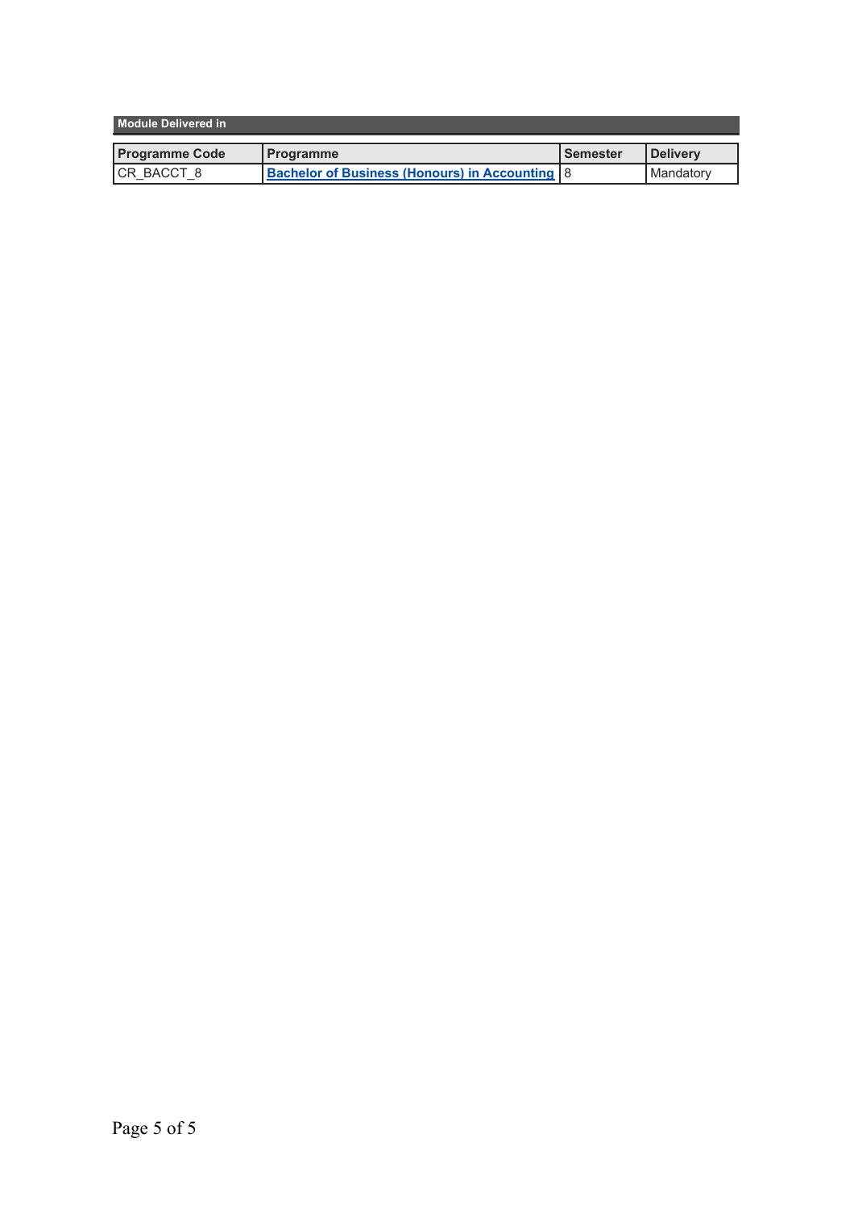## Module Delivered in

| Programme Code | Programme | Semester | Delivery |
| --- | --- | --- | --- |
| CR_BACCT_8 | **Bachelor of Business (Honours) in Accounting** | 8 | Mandatory |